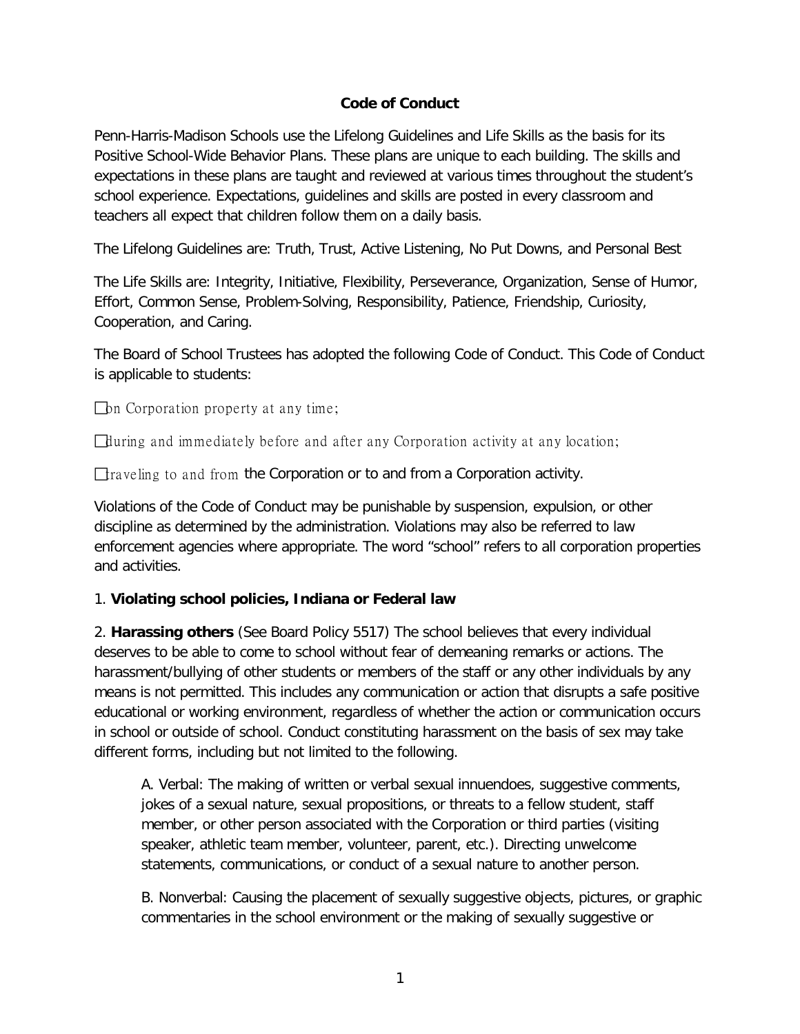**Code of Conduct**

Penn-Harris-Madison Schools use the Lifelong Guidelines and Life Skills as the basis for its Positive School-Wide Behavior Plans. These plans are unique to each building. The skills and expectations in these plans are taught and reviewed at various times throughout the student's school experience. Expectations, guidelines and skills are posted in every classroom and teachers all expect that children follow them on a daily basis.

The Lifelong Guidelines are: Truth, Trust, Active Listening, No Put Downs, and Personal Best

The Life Skills are: Integrity, Initiative, Flexibility, Perseverance, Organization, Sense of Humor, Effort, Common Sense, Problem-Solving, Responsibility, Patience, Friendship, Curiosity, Cooperation, and Caring.

The Board of School Trustees has adopted the following Code of Conduct. This Code of Conduct is applicable to students:

- on Corporation property at any time;
- during and immediately before and after any Corporation activity at any location;
- traveling to and from the Corporation or to and from a Corporation activity.

Violations of the Code of Conduct may be punishable by suspension, expulsion, or other discipline as determined by the administration. Violations may also be referred to law enforcement agencies where appropriate. The word "school" refers to all corporation properties and activities.

1. **Violating school policies, Indiana or Federal law**

2. **Harassing others** (See Board Policy 5517) The school believes that every individual deserves to be able to come to school without fear of demeaning remarks or actions. The harassment/bullying of other students or members of the staff or any other individuals by any means is not permitted. This includes any communication or action that disrupts a safe positive educational or working environment, regardless of whether the action or communication occurs in school or outside of school. Conduct constituting harassment on the basis of sex may take different forms, including but not limited to the following.

   A. Verbal: The making of written or verbal sexual innuendoes, suggestive comments, jokes of a sexual nature, sexual propositions, or threats to a fellow student, staff member, or other person associated with the Corporation or third parties (visiting speaker, athletic team member, volunteer, parent, etc.). Directing unwelcome statements, communications, or conduct of a sexual nature to another person.

   B. Nonverbal: Causing the placement of sexually suggestive objects, pictures, or graphic commentaries in the school environment or the making of sexually suggestive or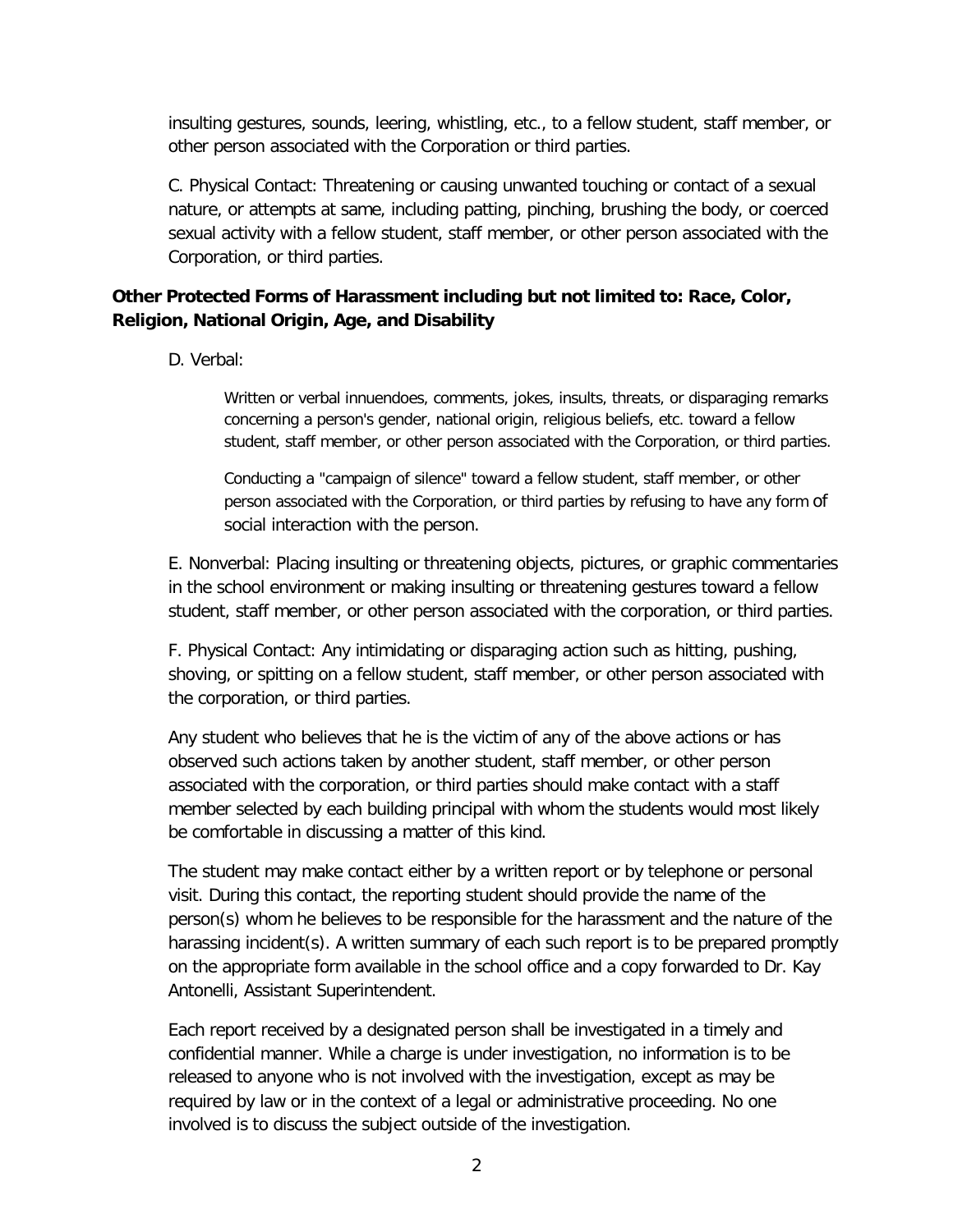insulting gestures, sounds, leering, whistling, etc., to a fellow student, staff member, or other person associated with the Corporation or third parties.

C. Physical Contact: Threatening or causing unwanted touching or contact of a sexual nature, or attempts at same, including patting, pinching, brushing the body, or coerced sexual activity with a fellow student, staff member, or other person associated with the Corporation, or third parties.

**Other Protected Forms of Harassment including but not limited to: Race, Color, Religion, National Origin, Age, and Disability**

D. Verbal:

> Written or verbal innuendoes, comments, jokes, insults, threats, or disparaging remarks concerning a person's gender, national origin, religious beliefs, etc. toward a fellow student, staff member, or other person associated with the Corporation, or third parties.
>
> Conducting a "campaign of silence" toward a fellow student, staff member, or other person associated with the Corporation, or third parties by refusing to have any form of social interaction with the person.

E. Nonverbal: Placing insulting or threatening objects, pictures, or graphic commentaries in the school environment or making insulting or threatening gestures toward a fellow student, staff member, or other person associated with the corporation, or third parties.

F. Physical Contact: Any intimidating or disparaging action such as hitting, pushing, shoving, or spitting on a fellow student, staff member, or other person associated with the corporation, or third parties.

Any student who believes that he is the victim of any of the above actions or has observed such actions taken by another student, staff member, or other person associated with the corporation, or third parties should make contact with a staff member selected by each building principal with whom the students would most likely be comfortable in discussing a matter of this kind.

The student may make contact either by a written report or by telephone or personal visit. During this contact, the reporting student should provide the name of the person(s) whom he believes to be responsible for the harassment and the nature of the harassing incident(s). A written summary of each such report is to be prepared promptly on the appropriate form available in the school office and a copy forwarded to Dr. Kay Antonelli, Assistant Superintendent.

Each report received by a designated person shall be investigated in a timely and confidential manner. While a charge is under investigation, no information is to be released to anyone who is not involved with the investigation, except as may be required by law or in the context of a legal or administrative proceeding. No one involved is to discuss the subject outside of the investigation.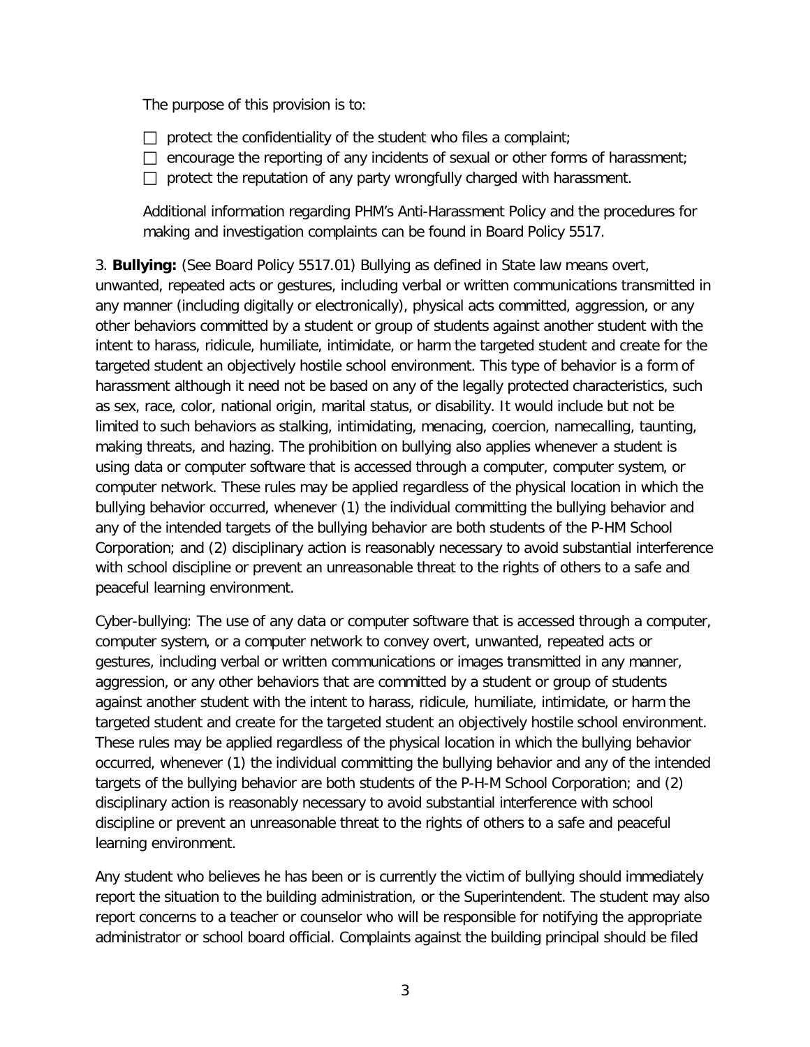The purpose of this provision is to:

- protect the confidentiality of the student who files a complaint;
- encourage the reporting of any incidents of sexual or other forms of harassment;
- protect the reputation of any party wrongfully charged with harassment.

Additional information regarding PHM's Anti-Harassment Policy and the procedures for making and investigation complaints can be found in Board Policy 5517.

3. **Bullying:** (See Board Policy 5517.01) Bullying as defined in State law means overt, unwanted, repeated acts or gestures, including verbal or written communications transmitted in any manner (including digitally or electronically), physical acts committed, aggression, or any other behaviors committed by a student or group of students against another student with the intent to harass, ridicule, humiliate, intimidate, or harm the targeted student and create for the targeted student an objectively hostile school environment. This type of behavior is a form of harassment although it need not be based on any of the legally protected characteristics, such as sex, race, color, national origin, marital status, or disability. It would include but not be limited to such behaviors as stalking, intimidating, menacing, coercion, namecalling, taunting, making threats, and hazing. The prohibition on bullying also applies whenever a student is using data or computer software that is accessed through a computer, computer system, or computer network. These rules may be applied regardless of the physical location in which the bullying behavior occurred, whenever (1) the individual committing the bullying behavior and any of the intended targets of the bullying behavior are both students of the P-HM School Corporation; and (2) disciplinary action is reasonably necessary to avoid substantial interference with school discipline or prevent an unreasonable threat to the rights of others to a safe and peaceful learning environment.

Cyber-bullying: The use of any data or computer software that is accessed through a computer, computer system, or a computer network to convey overt, unwanted, repeated acts or gestures, including verbal or written communications or images transmitted in any manner, aggression, or any other behaviors that are committed by a student or group of students against another student with the intent to harass, ridicule, humiliate, intimidate, or harm the targeted student and create for the targeted student an objectively hostile school environment. These rules may be applied regardless of the physical location in which the bullying behavior occurred, whenever (1) the individual committing the bullying behavior and any of the intended targets of the bullying behavior are both students of the P-H-M School Corporation; and (2) disciplinary action is reasonably necessary to avoid substantial interference with school discipline or prevent an unreasonable threat to the rights of others to a safe and peaceful learning environment.

Any student who believes he has been or is currently the victim of bullying should immediately report the situation to the building administration, or the Superintendent. The student may also report concerns to a teacher or counselor who will be responsible for notifying the appropriate administrator or school board official. Complaints against the building principal should be filed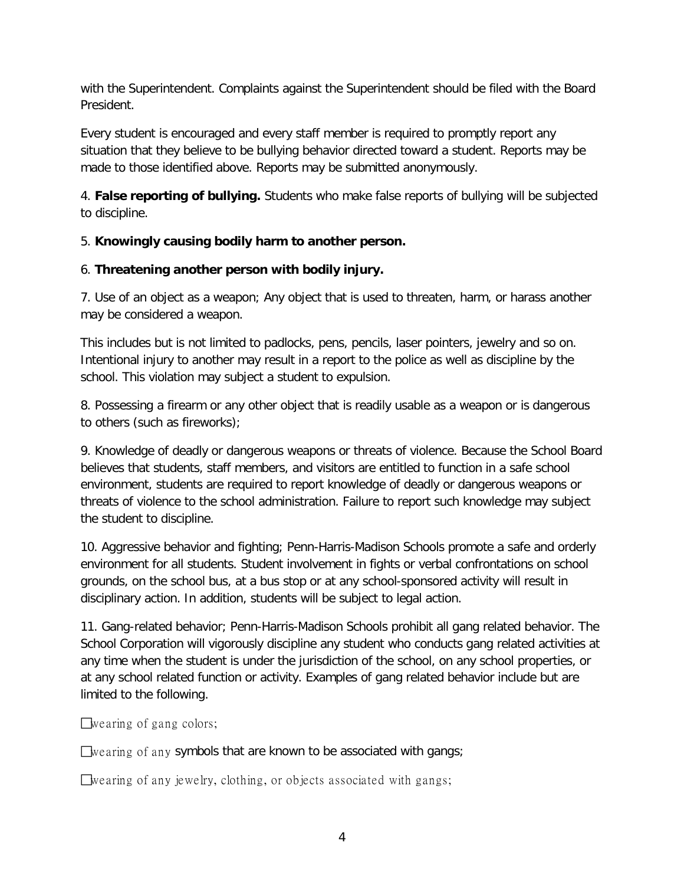with the Superintendent. Complaints against the Superintendent should be filed with the Board President.

Every student is encouraged and every staff member is required to promptly report any situation that they believe to be bullying behavior directed toward a student. Reports may be made to those identified above. Reports may be submitted anonymously.

4. **False reporting of bullying.** Students who make false reports of bullying will be subjected to discipline.

5. **Knowingly causing bodily harm to another person.**

6. **Threatening another person with bodily injury.**

7. Use of an object as a weapon; Any object that is used to threaten, harm, or harass another may be considered a weapon.

This includes but is not limited to padlocks, pens, pencils, laser pointers, jewelry and so on. Intentional injury to another may result in a report to the police as well as discipline by the school. This violation may subject a student to expulsion.

8. Possessing a firearm or any other object that is readily usable as a weapon or is dangerous to others (such as fireworks);

9. Knowledge of deadly or dangerous weapons or threats of violence. Because the School Board believes that students, staff members, and visitors are entitled to function in a safe school environment, students are required to report knowledge of deadly or dangerous weapons or threats of violence to the school administration. Failure to report such knowledge may subject the student to discipline.

10. Aggressive behavior and fighting; Penn-Harris-Madison Schools promote a safe and orderly environment for all students. Student involvement in fights or verbal confrontations on school grounds, on the school bus, at a bus stop or at any school-sponsored activity will result in disciplinary action. In addition, students will be subject to legal action.

11. Gang-related behavior; Penn-Harris-Madison Schools prohibit all gang related behavior. The School Corporation will vigorously discipline any student who conducts gang related activities at any time when the student is under the jurisdiction of the school, on any school properties, or at any school related function or activity. Examples of gang related behavior include but are limited to the following.

- wearing of gang colors;
- wearing of any symbols that are known to be associated with gangs;
- wearing of any jewelry, clothing, or objects associated with gangs;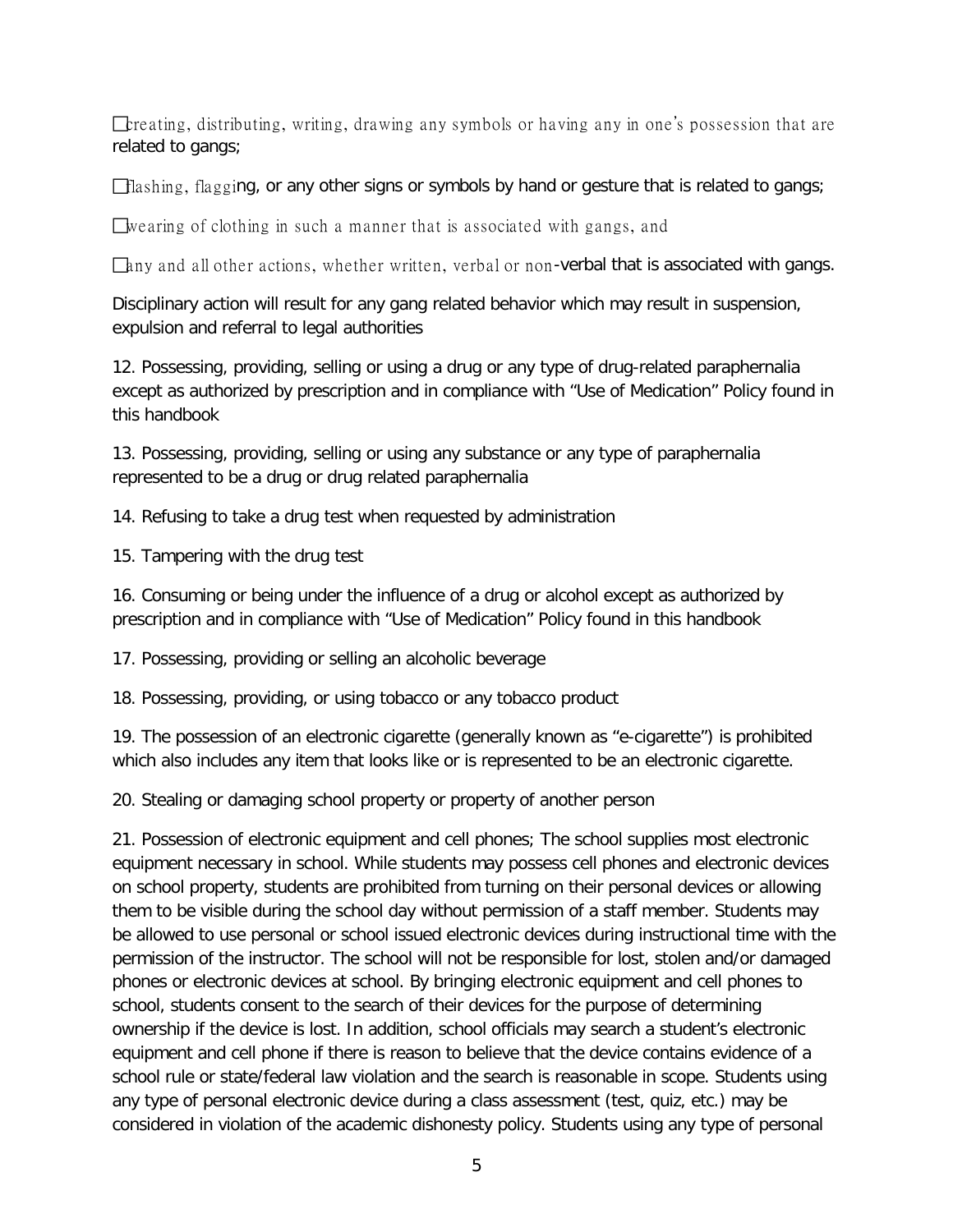- creating, distributing, writing, drawing any symbols or having any in one's possession that are related to gangs;
- flashing, flagging, or any other signs or symbols by hand or gesture that is related to gangs;
- wearing of clothing in such a manner that is associated with gangs, and
- any and all other actions, whether written, verbal or non-verbal that is associated with gangs.

Disciplinary action will result for any gang related behavior which may result in suspension, expulsion and referral to legal authorities

12. Possessing, providing, selling or using a drug or any type of drug-related paraphernalia except as authorized by prescription and in compliance with "Use of Medication" Policy found in this handbook

13. Possessing, providing, selling or using any substance or any type of paraphernalia represented to be a drug or drug related paraphernalia

14. Refusing to take a drug test when requested by administration

15. Tampering with the drug test

16. Consuming or being under the influence of a drug or alcohol except as authorized by prescription and in compliance with "Use of Medication" Policy found in this handbook

17. Possessing, providing or selling an alcoholic beverage

18. Possessing, providing, or using tobacco or any tobacco product

19. The possession of an electronic cigarette (generally known as "e-cigarette") is prohibited which also includes any item that looks like or is represented to be an electronic cigarette.

20. Stealing or damaging school property or property of another person

21. Possession of electronic equipment and cell phones; The school supplies most electronic equipment necessary in school. While students may possess cell phones and electronic devices on school property, students are prohibited from turning on their personal devices or allowing them to be visible during the school day without permission of a staff member. Students may be allowed to use personal or school issued electronic devices during instructional time with the permission of the instructor. The school will not be responsible for lost, stolen and/or damaged phones or electronic devices at school. By bringing electronic equipment and cell phones to school, students consent to the search of their devices for the purpose of determining ownership if the device is lost. In addition, school officials may search a student's electronic equipment and cell phone if there is reason to believe that the device contains evidence of a school rule or state/federal law violation and the search is reasonable in scope. Students using any type of personal electronic device during a class assessment (test, quiz, etc.) may be considered in violation of the academic dishonesty policy. Students using any type of personal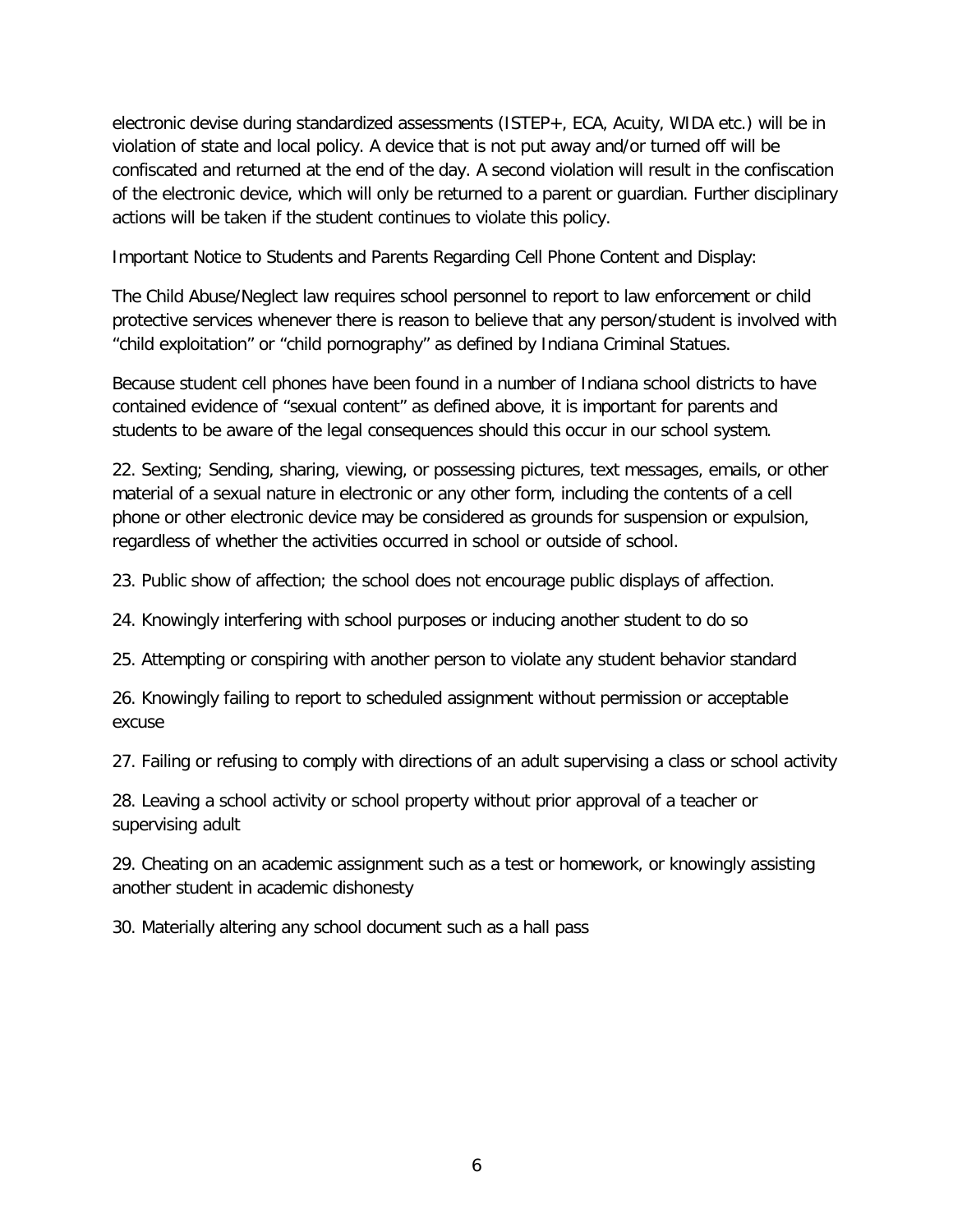electronic devise during standardized assessments (ISTEP+, ECA, Acuity, WIDA etc.) will be in violation of state and local policy. A device that is not put away and/or turned off will be confiscated and returned at the end of the day. A second violation will result in the confiscation of the electronic device, which will only be returned to a parent or guardian. Further disciplinary actions will be taken if the student continues to violate this policy.

Important Notice to Students and Parents Regarding Cell Phone Content and Display:

The Child Abuse/Neglect law requires school personnel to report to law enforcement or child protective services whenever there is reason to believe that any person/student is involved with "child exploitation" or "child pornography" as defined by Indiana Criminal Statues.

Because student cell phones have been found in a number of Indiana school districts to have contained evidence of "sexual content" as defined above, it is important for parents and students to be aware of the legal consequences should this occur in our school system.

22. Sexting; Sending, sharing, viewing, or possessing pictures, text messages, emails, or other material of a sexual nature in electronic or any other form, including the contents of a cell phone or other electronic device may be considered as grounds for suspension or expulsion, regardless of whether the activities occurred in school or outside of school.

23. Public show of affection; the school does not encourage public displays of affection.

24. Knowingly interfering with school purposes or inducing another student to do so

25. Attempting or conspiring with another person to violate any student behavior standard

26. Knowingly failing to report to scheduled assignment without permission or acceptable excuse

27. Failing or refusing to comply with directions of an adult supervising a class or school activity

28. Leaving a school activity or school property without prior approval of a teacher or supervising adult

29. Cheating on an academic assignment such as a test or homework, or knowingly assisting another student in academic dishonesty

30. Materially altering any school document such as a hall pass